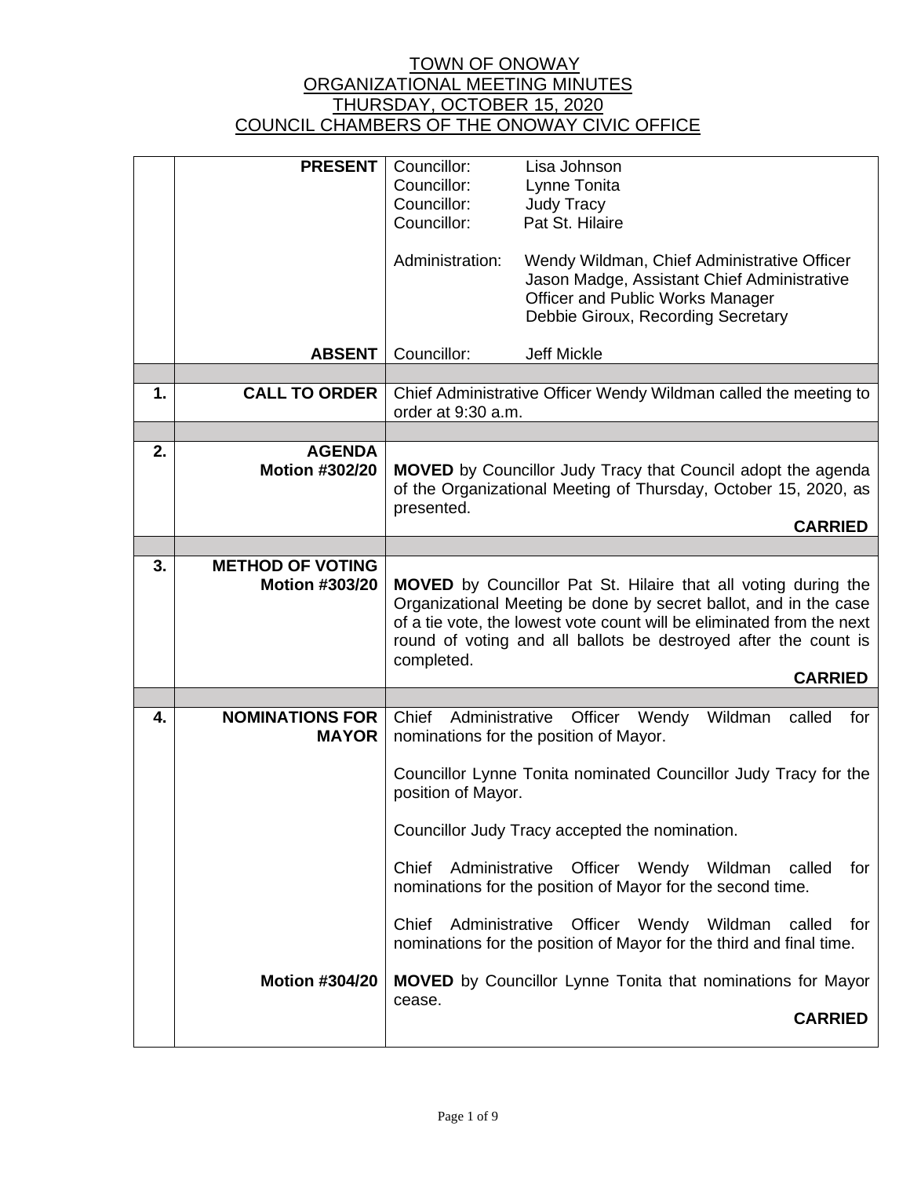# TOWN OF ONOWAY
## ORGANIZATIONAL MEETING MINUTES
## THURSDAY, OCTOBER 15, 2020
## COUNCIL CHAMBERS OF THE ONOWAY CIVIC OFFICE

| | | |
|---|---|---|
| | **PRESENT** | Councillor: Lisa Johnson<br>Councillor: Lynne Tonita<br>Councillor: Judy Tracy<br>Councillor: Pat St. Hilaire<br><br>Administration: Wendy Wildman, Chief Administrative Officer<br>Jason Madge, Assistant Chief Administrative Officer and Public Works Manager<br>Debbie Giroux, Recording Secretary |
| | **ABSENT** | Councillor: Jeff Mickle |
| | | |
| **1.** | **CALL TO ORDER** | Chief Administrative Officer Wendy Wildman called the meeting to order at 9:30 a.m. |
| | | |
| **2.** | **AGENDA**<br>**Motion #302/20** | **MOVED** by Councillor Judy Tracy that Council adopt the agenda of the Organizational Meeting of Thursday, October 15, 2020, as presented.<br>**CARRIED** |
| | | |
| **3.** | **METHOD OF VOTING**<br>**Motion #303/20** | **MOVED** by Councillor Pat St. Hilaire that all voting during the Organizational Meeting be done by secret ballot, and in the case of a tie vote, the lowest vote count will be eliminated from the next round of voting and all ballots be destroyed after the count is completed.<br>**CARRIED** |
| | | |
| **4.** | **NOMINATIONS FOR MAYOR** | Chief Administrative Officer Wendy Wildman called for nominations for the position of Mayor.<br><br>Councillor Lynne Tonita nominated Councillor Judy Tracy for the position of Mayor.<br><br>Councillor Judy Tracy accepted the nomination.<br><br>Chief Administrative Officer Wendy Wildman called for nominations for the position of Mayor for the second time.<br><br>Chief Administrative Officer Wendy Wildman called for nominations for the position of Mayor for the third and final time. |
| | **Motion #304/20** | **MOVED** by Councillor Lynne Tonita that nominations for Mayor cease.<br>**CARRIED** |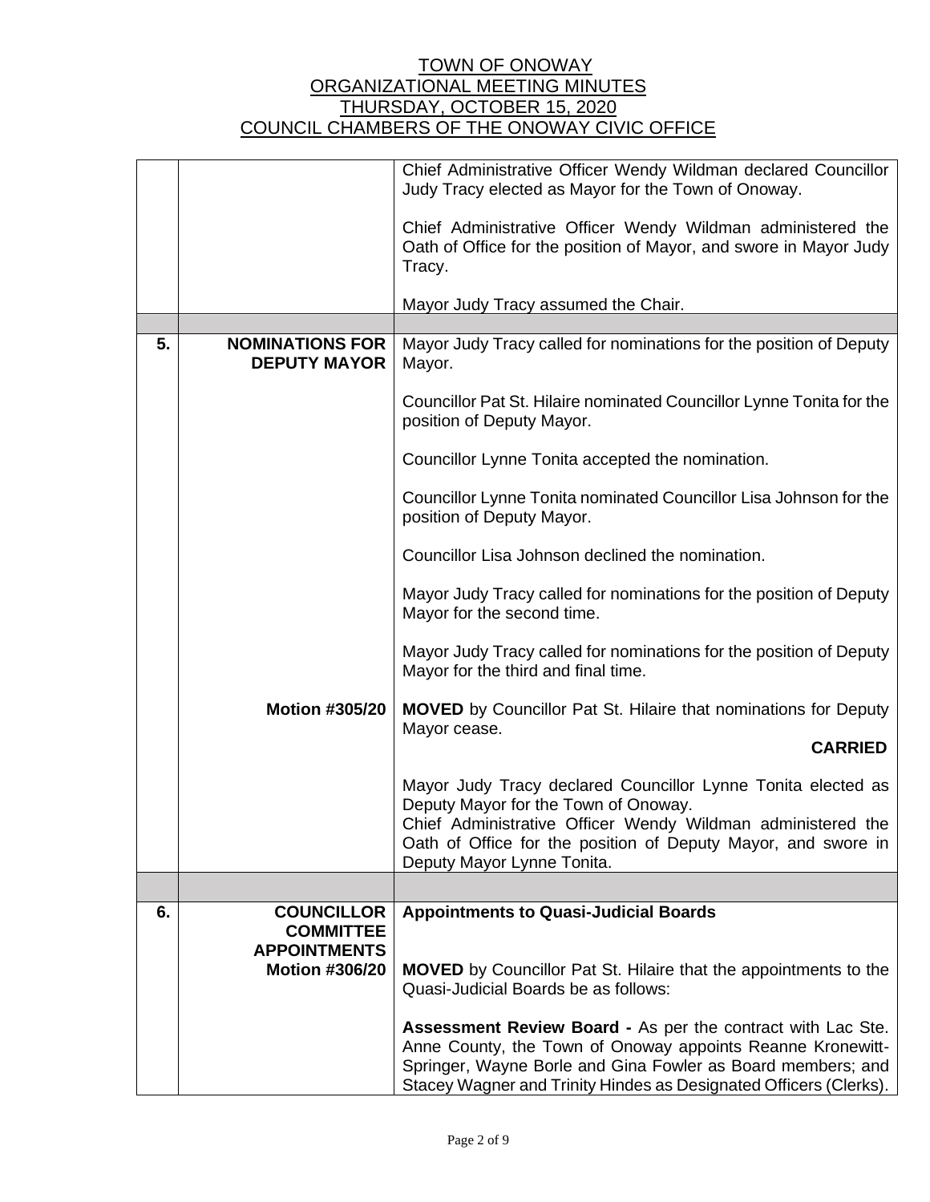TOWN OF ONOWAY
ORGANIZATIONAL MEETING MINUTES
THURSDAY, OCTOBER 15, 2020
COUNCIL CHAMBERS OF THE ONOWAY CIVIC OFFICE

| | | |
|---|---|---|
| | | Chief Administrative Officer Wendy Wildman declared Councillor Judy Tracy elected as Mayor for the Town of Onoway.<br><br>Chief Administrative Officer Wendy Wildman administered the Oath of Office for the position of Mayor, and swore in Mayor Judy Tracy.<br><br>Mayor Judy Tracy assumed the Chair. |
| | | |
| **5.** | **NOMINATIONS FOR DEPUTY MAYOR** | Mayor Judy Tracy called for nominations for the position of Deputy Mayor.<br><br>Councillor Pat St. Hilaire nominated Councillor Lynne Tonita for the position of Deputy Mayor.<br><br>Councillor Lynne Tonita accepted the nomination.<br><br>Councillor Lynne Tonita nominated Councillor Lisa Johnson for the position of Deputy Mayor.<br><br>Councillor Lisa Johnson declined the nomination.<br><br>Mayor Judy Tracy called for nominations for the position of Deputy Mayor for the second time.<br><br>Mayor Judy Tracy called for nominations for the position of Deputy Mayor for the third and final time. |
| | **Motion #305/20** | **MOVED** by Councillor Pat St. Hilaire that nominations for Deputy Mayor cease.<br>**CARRIED**<br><br>Mayor Judy Tracy declared Councillor Lynne Tonita elected as Deputy Mayor for the Town of Onoway.<br>Chief Administrative Officer Wendy Wildman administered the Oath of Office for the position of Deputy Mayor, and swore in Deputy Mayor Lynne Tonita. |
| | | |
| **6.** | **COUNCILLOR COMMITTEE APPOINTMENTS** | **Appointments to Quasi-Judicial Boards** |
| | **Motion #306/20** | **MOVED** by Councillor Pat St. Hilaire that the appointments to the Quasi-Judicial Boards be as follows:<br><br>**Assessment Review Board -** As per the contract with Lac Ste. Anne County, the Town of Onoway appoints Reanne Kronewitt-Springer, Wayne Borle and Gina Fowler as Board members; and Stacey Wagner and Trinity Hindes as Designated Officers (Clerks). |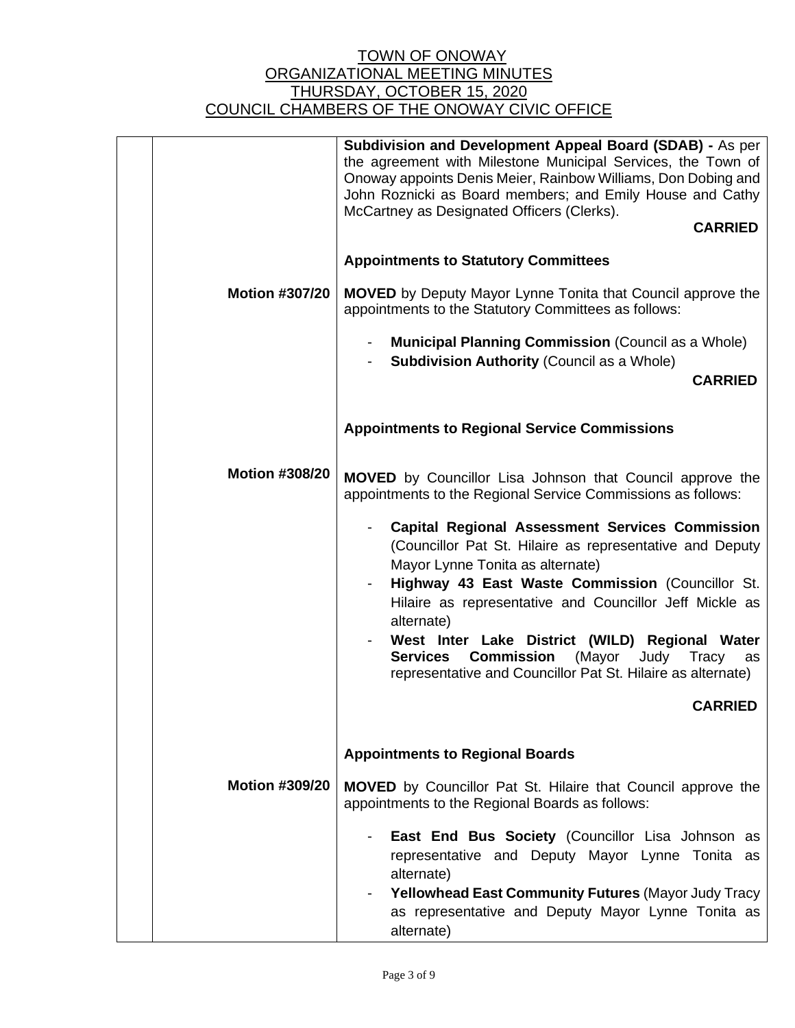TOWN OF ONOWAY
ORGANIZATIONAL MEETING MINUTES
THURSDAY, OCTOBER 15, 2020
COUNCIL CHAMBERS OF THE ONOWAY CIVIC OFFICE

**Subdivision and Development Appeal Board (SDAB) -** As per the agreement with Milestone Municipal Services, the Town of Onoway appoints Denis Meier, Rainbow Williams, Don Dobing and John Roznicki as Board members; and Emily House and Cathy McCartney as Designated Officers (Clerks).

**CARRIED**

**Appointments to Statutory Committees**

**Motion #307/20**

**MOVED** by Deputy Mayor Lynne Tonita that Council approve the appointments to the Statutory Committees as follows:

- **Municipal Planning Commission** (Council as a Whole)
- **Subdivision Authority** (Council as a Whole)

**CARRIED**

**Appointments to Regional Service Commissions**

**Motion #308/20**

**MOVED** by Councillor Lisa Johnson that Council approve the appointments to the Regional Service Commissions as follows:

- **Capital Regional Assessment Services Commission** (Councillor Pat St. Hilaire as representative and Deputy Mayor Lynne Tonita as alternate)
- **Highway 43 East Waste Commission** (Councillor St. Hilaire as representative and Councillor Jeff Mickle as alternate)
- **West Inter Lake District (WILD) Regional Water Services Commission** (Mayor Judy Tracy as representative and Councillor Pat St. Hilaire as alternate)

**CARRIED**

**Appointments to Regional Boards**

**Motion #309/20**

**MOVED** by Councillor Pat St. Hilaire that Council approve the appointments to the Regional Boards as follows:

- **East End Bus Society** (Councillor Lisa Johnson as representative and Deputy Mayor Lynne Tonita as alternate)
- **Yellowhead East Community Futures** (Mayor Judy Tracy as representative and Deputy Mayor Lynne Tonita as alternate)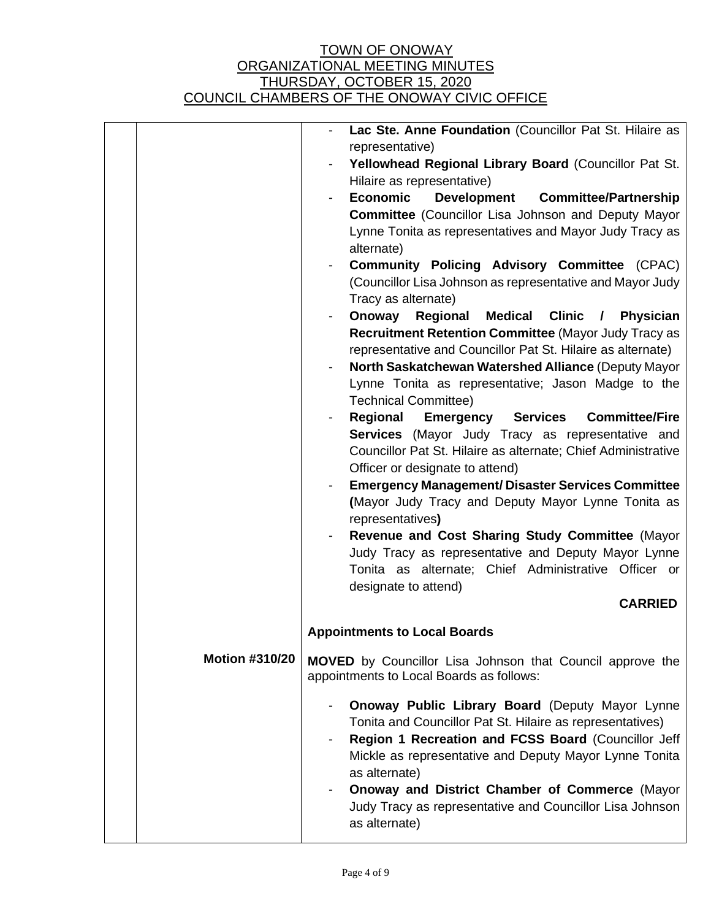TOWN OF ONOWAY
ORGANIZATIONAL MEETING MINUTES
THURSDAY, OCTOBER 15, 2020
COUNCIL CHAMBERS OF THE ONOWAY CIVIC OFFICE

- **Lac Ste. Anne Foundation** (Councillor Pat St. Hilaire as representative)
- **Yellowhead Regional Library Board** (Councillor Pat St. Hilaire as representative)
- **Economic Development Committee/Partnership Committee** (Councillor Lisa Johnson and Deputy Mayor Lynne Tonita as representatives and Mayor Judy Tracy as alternate)
- **Community Policing Advisory Committee** (CPAC) (Councillor Lisa Johnson as representative and Mayor Judy Tracy as alternate)
- **Onoway Regional Medical Clinic / Physician Recruitment Retention Committee** (Mayor Judy Tracy as representative and Councillor Pat St. Hilaire as alternate)
- **North Saskatchewan Watershed Alliance** (Deputy Mayor Lynne Tonita as representative; Jason Madge to the Technical Committee)
- **Regional Emergency Services Committee/Fire Services** (Mayor Judy Tracy as representative and Councillor Pat St. Hilaire as alternate; Chief Administrative Officer or designate to attend)
- **Emergency Management/ Disaster Services Committee (**Mayor Judy Tracy and Deputy Mayor Lynne Tonita as representatives**)**
- **Revenue and Cost Sharing Study Committee** (Mayor Judy Tracy as representative and Deputy Mayor Lynne Tonita as alternate; Chief Administrative Officer or designate to attend)

**CARRIED**

**Appointments to Local Boards**

**Motion #310/20**

**MOVED** by Councillor Lisa Johnson that Council approve the appointments to Local Boards as follows:

- **Onoway Public Library Board** (Deputy Mayor Lynne Tonita and Councillor Pat St. Hilaire as representatives)
- **Region 1 Recreation and FCSS Board** (Councillor Jeff Mickle as representative and Deputy Mayor Lynne Tonita as alternate)
- **Onoway and District Chamber of Commerce** (Mayor Judy Tracy as representative and Councillor Lisa Johnson as alternate)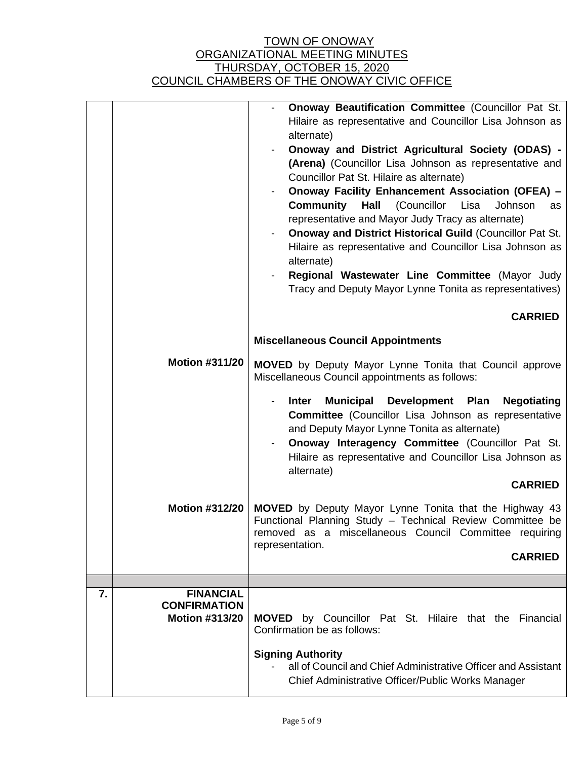# TOWN OF ONOWAY
## ORGANIZATIONAL MEETING MINUTES
## THURSDAY, OCTOBER 15, 2020
## COUNCIL CHAMBERS OF THE ONOWAY CIVIC OFFICE

| | | |
|---|---|---|
| | | - **Onoway Beautification Committee** (Councillor Pat St. Hilaire as representative and Councillor Lisa Johnson as alternate)<br>- **Onoway and District Agricultural Society (ODAS) - (Arena)** (Councillor Lisa Johnson as representative and Councillor Pat St. Hilaire as alternate)<br>- **Onoway Facility Enhancement Association (OFEA) – Community Hall** (Councillor Lisa Johnson as representative and Mayor Judy Tracy as alternate)<br>- **Onoway and District Historical Guild** (Councillor Pat St. Hilaire as representative and Councillor Lisa Johnson as alternate)<br>- **Regional Wastewater Line Committee** (Mayor Judy Tracy and Deputy Mayor Lynne Tonita as representatives)<br><br>**CARRIED** |
| | | **Miscellaneous Council Appointments** |
| | **Motion #311/20** | **MOVED** by Deputy Mayor Lynne Tonita that Council approve Miscellaneous Council appointments as follows:<br><br>- **Inter Municipal Development Plan Negotiating Committee** (Councillor Lisa Johnson as representative and Deputy Mayor Lynne Tonita as alternate)<br>- **Onoway Interagency Committee** (Councillor Pat St. Hilaire as representative and Councillor Lisa Johnson as alternate)<br><br>**CARRIED** |
| | **Motion #312/20** | **MOVED** by Deputy Mayor Lynne Tonita that the Highway 43 Functional Planning Study – Technical Review Committee be removed as a miscellaneous Council Committee requiring representation.<br><br>**CARRIED** |
| | | |
| **7.** | **FINANCIAL CONFIRMATION**<br>**Motion #313/20** | **MOVED** by Councillor Pat St. Hilaire that the Financial Confirmation be as follows:<br><br>**Signing Authority**<br>- all of Council and Chief Administrative Officer and Assistant Chief Administrative Officer/Public Works Manager |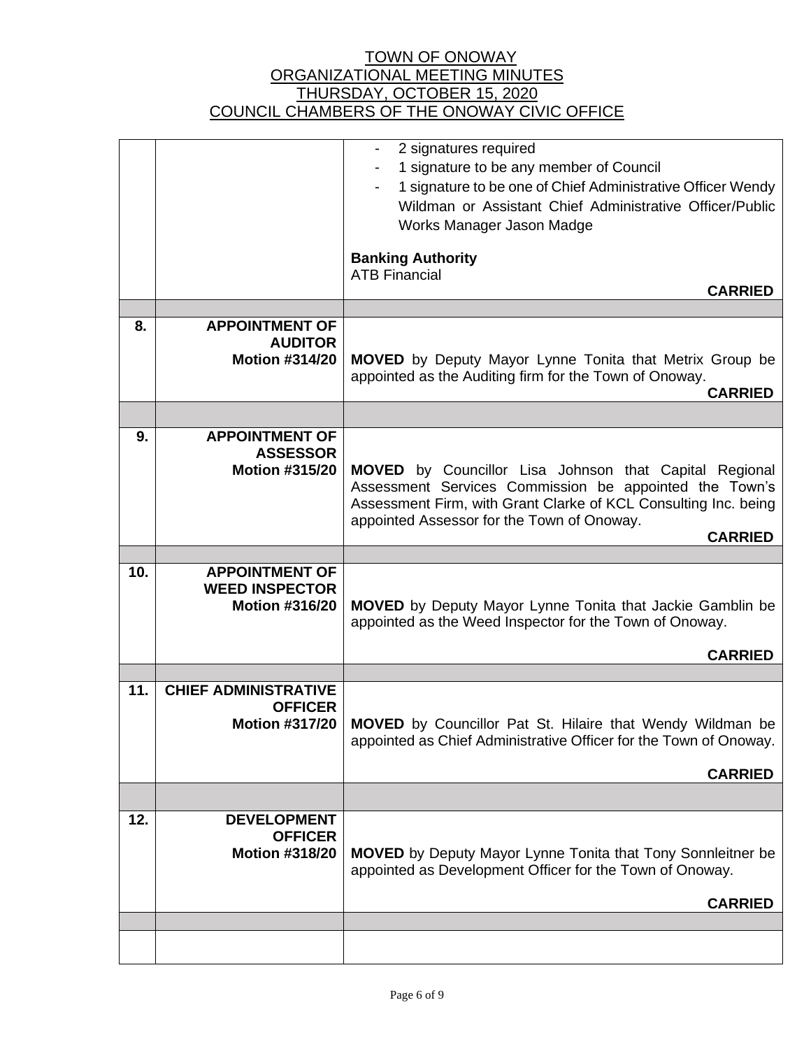TOWN OF ONOWAY
ORGANIZATIONAL MEETING MINUTES
THURSDAY, OCTOBER 15, 2020
COUNCIL CHAMBERS OF THE ONOWAY CIVIC OFFICE

| | | |
|---|---|---|
| | | - 2 signatures required<br>- 1 signature to be any member of Council<br>- 1 signature to be one of Chief Administrative Officer Wendy Wildman or Assistant Chief Administrative Officer/Public Works Manager Jason Madge<br><br>**Banking Authority**<br>ATB Financial<br>**CARRIED** |
| | | |
| **8.** | **APPOINTMENT OF AUDITOR**<br>**Motion #314/20** | **MOVED** by Deputy Mayor Lynne Tonita that Metrix Group be appointed as the Auditing firm for the Town of Onoway.<br>**CARRIED** |
| | | |
| **9.** | **APPOINTMENT OF ASSESSOR**<br>**Motion #315/20** | **MOVED** by Councillor Lisa Johnson that Capital Regional Assessment Services Commission be appointed the Town's Assessment Firm, with Grant Clarke of KCL Consulting Inc. being appointed Assessor for the Town of Onoway.<br>**CARRIED** |
| | | |
| **10.** | **APPOINTMENT OF WEED INSPECTOR**<br>**Motion #316/20** | **MOVED** by Deputy Mayor Lynne Tonita that Jackie Gamblin be appointed as the Weed Inspector for the Town of Onoway.<br>**CARRIED** |
| | | |
| **11.** | **CHIEF ADMINISTRATIVE OFFICER**<br>**Motion #317/20** | **MOVED** by Councillor Pat St. Hilaire that Wendy Wildman be appointed as Chief Administrative Officer for the Town of Onoway.<br>**CARRIED** |
| | | |
| **12.** | **DEVELOPMENT OFFICER**<br>**Motion #318/20** | **MOVED** by Deputy Mayor Lynne Tonita that Tony Sonnleitner be appointed as Development Officer for the Town of Onoway.<br>**CARRIED** |
| | | |
| | | |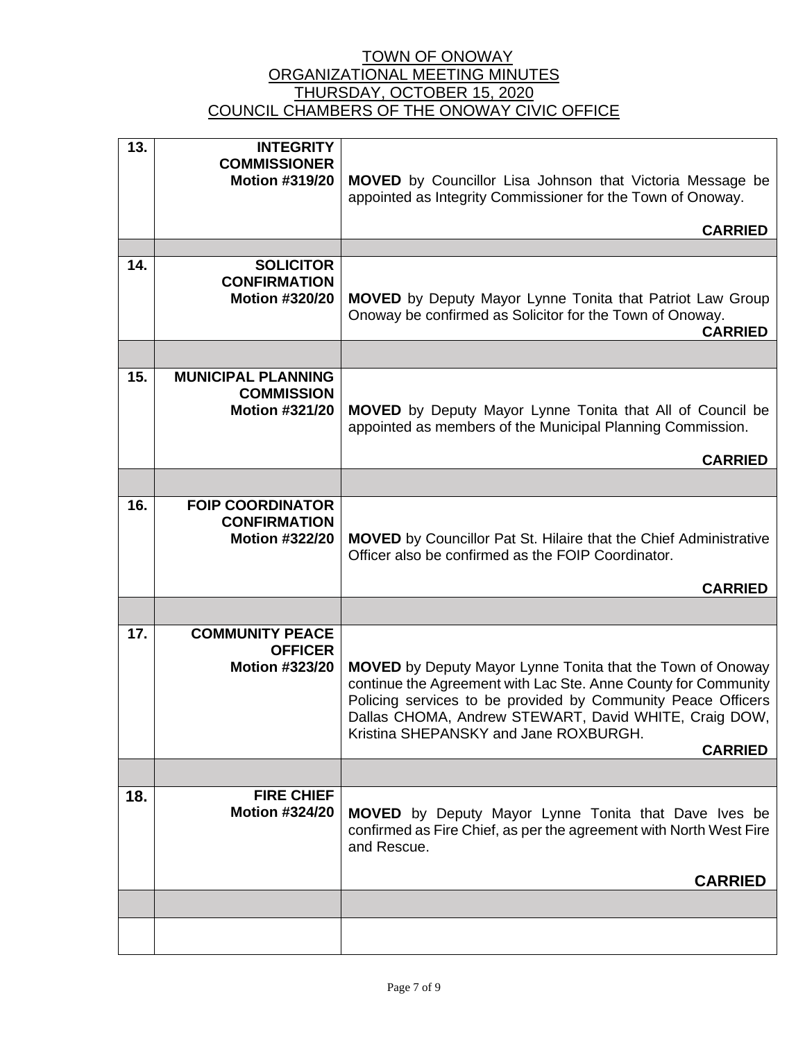# TOWN OF ONOWAY
## ORGANIZATIONAL MEETING MINUTES
## THURSDAY, OCTOBER 15, 2020
## COUNCIL CHAMBERS OF THE ONOWAY CIVIC OFFICE

| | | |
|---|---|---|
| **13.** | **INTEGRITY COMMISSIONER Motion #319/20** | **MOVED** by Councillor Lisa Johnson that Victoria Message be appointed as Integrity Commissioner for the Town of Onoway. **CARRIED** |
| | | |
| **14.** | **SOLICITOR CONFIRMATION Motion #320/20** | **MOVED** by Deputy Mayor Lynne Tonita that Patriot Law Group Onoway be confirmed as Solicitor for the Town of Onoway. **CARRIED** |
| | | |
| **15.** | **MUNICIPAL PLANNING COMMISSION Motion #321/20** | **MOVED** by Deputy Mayor Lynne Tonita that All of Council be appointed as members of the Municipal Planning Commission. **CARRIED** |
| | | |
| **16.** | **FOIP COORDINATOR CONFIRMATION Motion #322/20** | **MOVED** by Councillor Pat St. Hilaire that the Chief Administrative Officer also be confirmed as the FOIP Coordinator. **CARRIED** |
| | | |
| **17.** | **COMMUNITY PEACE OFFICER Motion #323/20** | **MOVED** by Deputy Mayor Lynne Tonita that the Town of Onoway continue the Agreement with Lac Ste. Anne County for Community Policing services to be provided by Community Peace Officers Dallas CHOMA, Andrew STEWART, David WHITE, Craig DOW, Kristina SHEPANSKY and Jane ROXBURGH. **CARRIED** |
| | | |
| **18.** | **FIRE CHIEF Motion #324/20** | **MOVED** by Deputy Mayor Lynne Tonita that Dave Ives be confirmed as Fire Chief, as per the agreement with North West Fire and Rescue. **CARRIED** |
| | | |
| | | |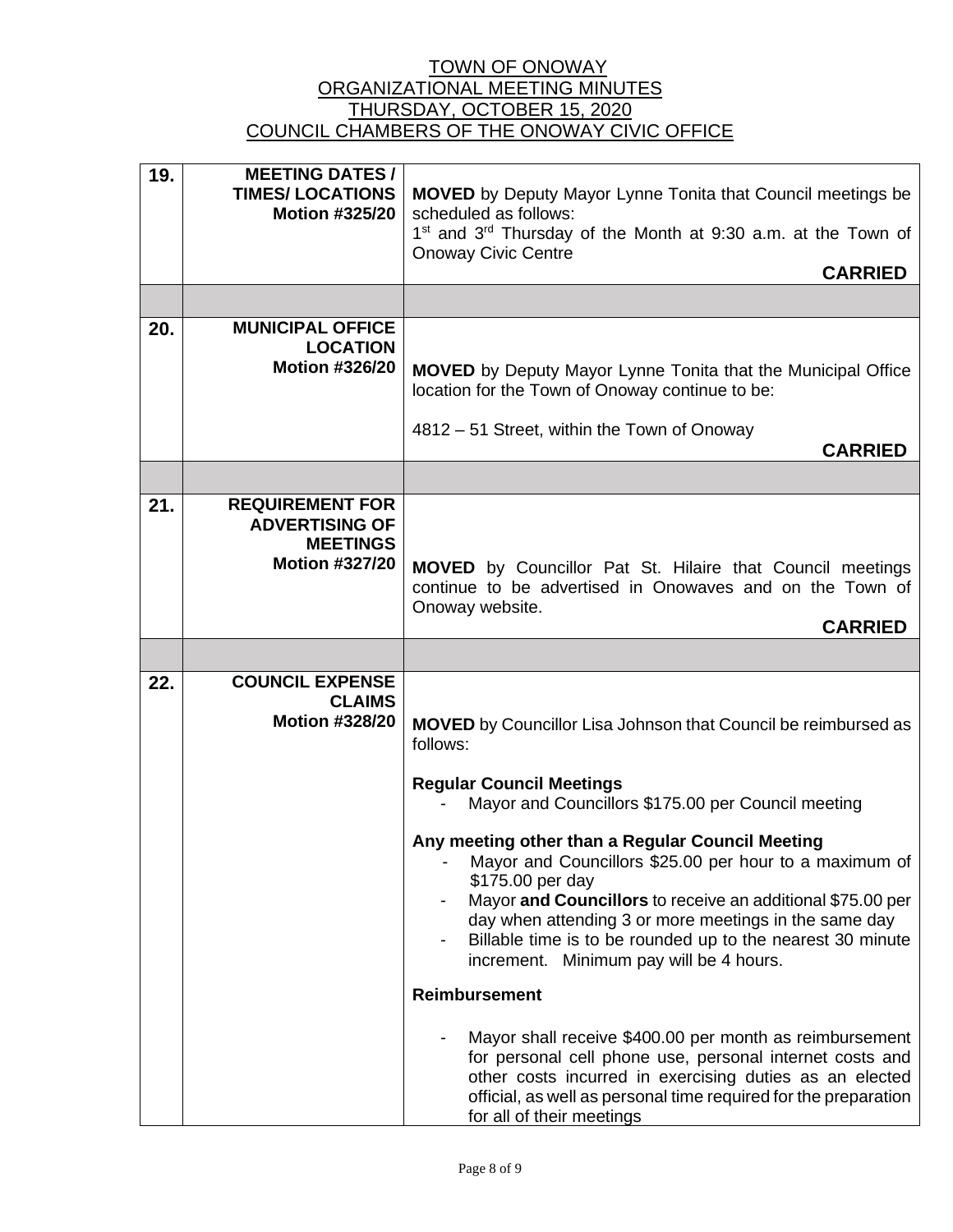TOWN OF ONOWAY
ORGANIZATIONAL MEETING MINUTES
THURSDAY, OCTOBER 15, 2020
COUNCIL CHAMBERS OF THE ONOWAY CIVIC OFFICE

| | | |
|---|---|---|
| **19.** | **MEETING DATES / TIMES/ LOCATIONS Motion #325/20** | **MOVED** by Deputy Mayor Lynne Tonita that Council meetings be scheduled as follows:<br>1st and 3rd Thursday of the Month at 9:30 a.m. at the Town of Onoway Civic Centre<br>**CARRIED** |
| | | |
| **20.** | **MUNICIPAL OFFICE LOCATION Motion #326/20** | **MOVED** by Deputy Mayor Lynne Tonita that the Municipal Office location for the Town of Onoway continue to be:<br><br>4812 – 51 Street, within the Town of Onoway<br>**CARRIED** |
| | | |
| **21.** | **REQUIREMENT FOR ADVERTISING OF MEETINGS Motion #327/20** | **MOVED** by Councillor Pat St. Hilaire that Council meetings continue to be advertised in Onowaves and on the Town of Onoway website.<br>**CARRIED** |
| | | |
| **22.** | **COUNCIL EXPENSE CLAIMS Motion #328/20** | **MOVED** by Councillor Lisa Johnson that Council be reimbursed as follows:<br><br>**Regular Council Meetings**<br>- Mayor and Councillors $175.00 per Council meeting<br><br>**Any meeting other than a Regular Council Meeting**<br>- Mayor and Councillors $25.00 per hour to a maximum of $175.00 per day<br>- Mayor **and Councillors** to receive an additional $75.00 per day when attending 3 or more meetings in the same day<br>- Billable time is to be rounded up to the nearest 30 minute increment. Minimum pay will be 4 hours.<br><br>**Reimbursement**<br><br>- Mayor shall receive $400.00 per month as reimbursement for personal cell phone use, personal internet costs and other costs incurred in exercising duties as an elected official, as well as personal time required for the preparation for all of their meetings |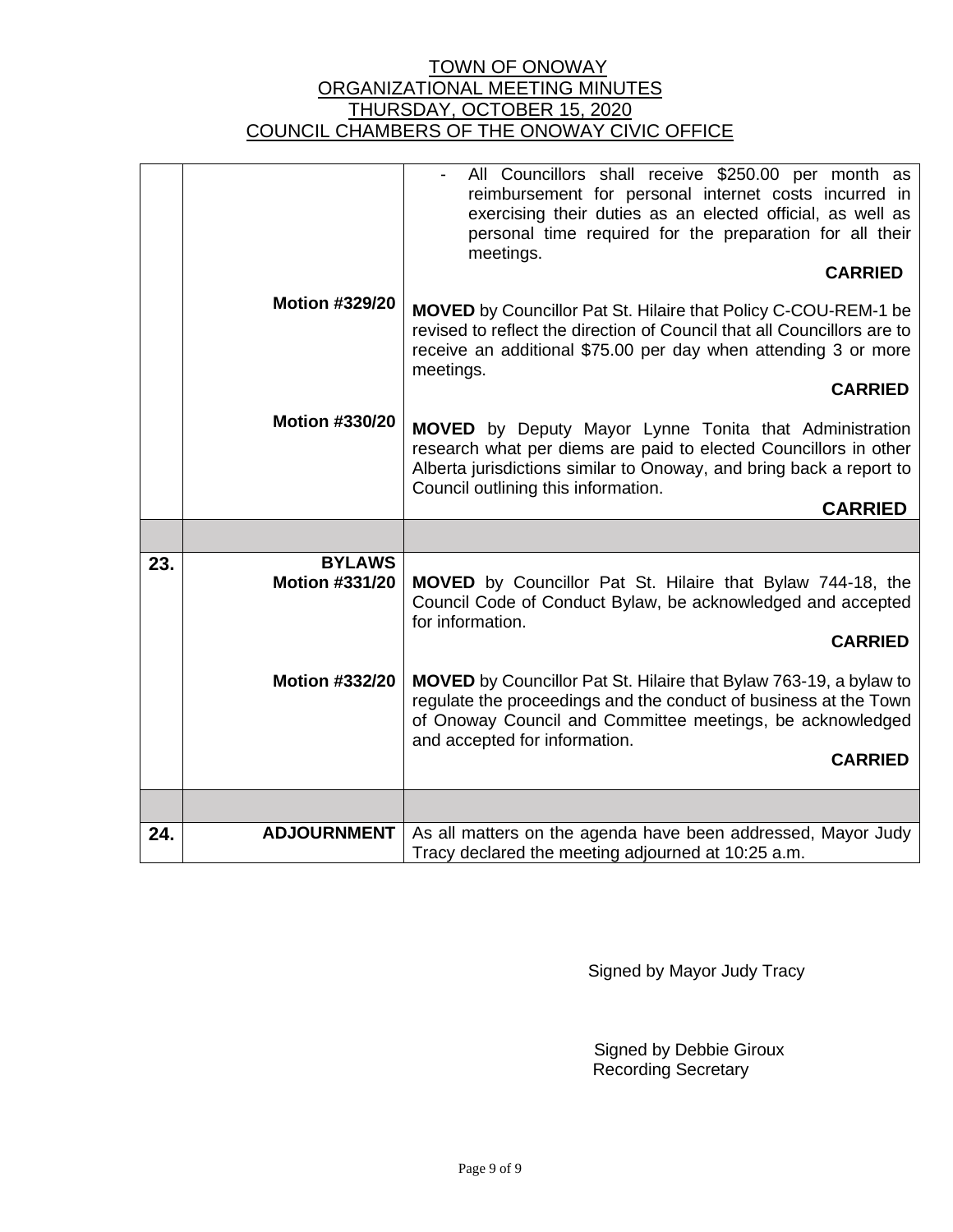TOWN OF ONOWAY
ORGANIZATIONAL MEETING MINUTES
THURSDAY, OCTOBER 15, 2020
COUNCIL CHAMBERS OF THE ONOWAY CIVIC OFFICE

| | | |
|---|---|---|
| | | - All Councillors shall receive $250.00 per month as reimbursement for personal internet costs incurred in exercising their duties as an elected official, as well as personal time required for the preparation for all their meetings.<br>**CARRIED** |
| | **Motion #329/20** | **MOVED** by Councillor Pat St. Hilaire that Policy C-COU-REM-1 be revised to reflect the direction of Council that all Councillors are to receive an additional $75.00 per day when attending 3 or more meetings.<br>**CARRIED** |
| | **Motion #330/20** | **MOVED** by Deputy Mayor Lynne Tonita that Administration research what per diems are paid to elected Councillors in other Alberta jurisdictions similar to Onoway, and bring back a report to Council outlining this information.<br>**CARRIED** |
| | | |
| **23.** | **BYLAWS**<br>**Motion #331/20** | **MOVED** by Councillor Pat St. Hilaire that Bylaw 744-18, the Council Code of Conduct Bylaw, be acknowledged and accepted for information.<br>**CARRIED** |
| | **Motion #332/20** | **MOVED** by Councillor Pat St. Hilaire that Bylaw 763-19, a bylaw to regulate the proceedings and the conduct of business at the Town of Onoway Council and Committee meetings, be acknowledged and accepted for information.<br>**CARRIED** |
| | | |
| **24.** | **ADJOURNMENT** | As all matters on the agenda have been addressed, Mayor Judy Tracy declared the meeting adjourned at 10:25 a.m. |

Signed by Mayor Judy Tracy

Signed by Debbie Giroux
Recording Secretary